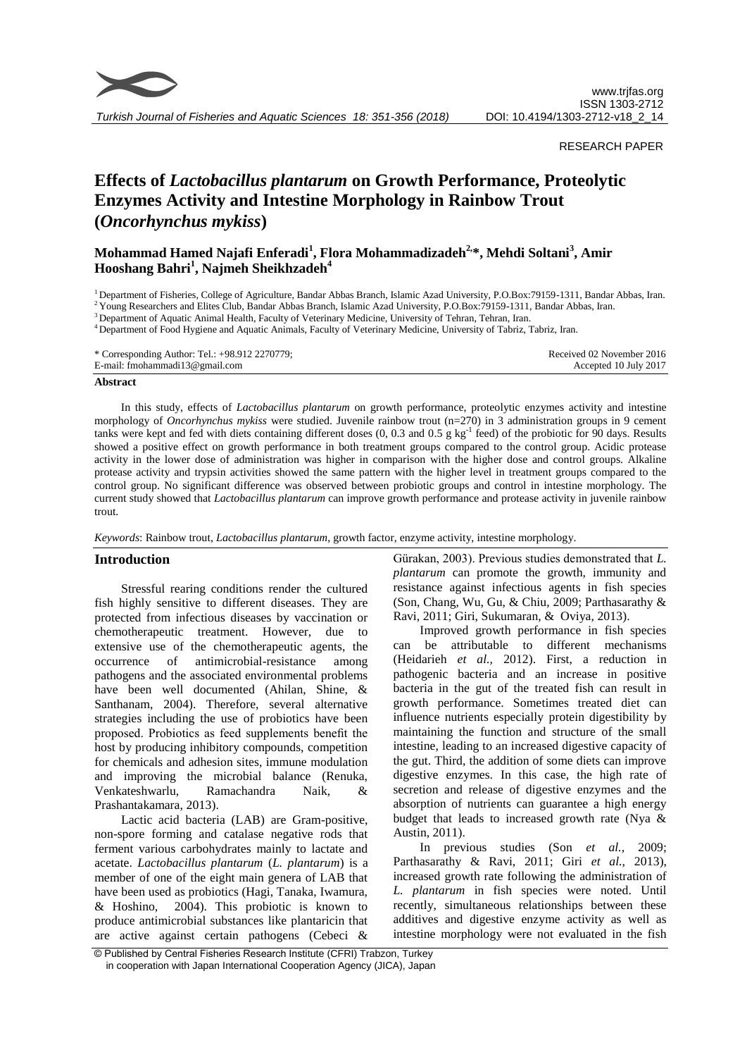RESEARCH PAPER

# Effects of *Lactobacillus plantarum* on Growth Performance, Proteolytic Enzymes Activity and Intestine Morphology in Rainbow Trout (*Oncorhynchus mykiss*)

**Mohammad Hamed Najafi Enferadi[1], Flora Mohammadizadeh[2,*], Mehdi Soltani[3], Amir Hooshang Bahri[1], Najmeh Sheikhzadeh[4]**

[1] Department of Fisheries, College of Agriculture, Bandar Abbas Branch, Islamic Azad University, P.O.Box:79159-1311, Bandar Abbas, Iran.
[2] Young Researchers and Elites Club, Bandar Abbas Branch, Islamic Azad University, P.O.Box:79159-1311, Bandar Abbas, Iran.
[3] Department of Aquatic Animal Health, Faculty of Veterinary Medicine, University of Tehran, Tehran, Iran.
[4] Department of Food Hygiene and Aquatic Animals, Faculty of Veterinary Medicine, University of Tabriz, Tabriz, Iran.

\* Corresponding Author: Tel.: +98.912 2270779;
E-mail: fmohammadi13@gmail.com

Received 02 November 2016
Accepted 10 July 2017

## Abstract

In this study, effects of *Lactobacillus plantarum* on growth performance, proteolytic enzymes activity and intestine morphology of *Oncorhynchus mykiss* were studied. Juvenile rainbow trout (n=270) in 3 administration groups in 9 cement tanks were kept and fed with diets containing different doses (0, 0.3 and 0.5 g $kg^{-1}$ feed) of the probiotic for 90 days. Results showed a positive effect on growth performance in both treatment groups compared to the control group. Acidic protease activity in the lower dose of administration was higher in comparison with the higher dose and control groups. Alkaline protease activity and trypsin activities showed the same pattern with the higher level in treatment groups compared to the control group. No significant difference was observed between probiotic groups and control in intestine morphology. The current study showed that *Lactobacillus plantarum* can improve growth performance and protease activity in juvenile rainbow trout.

*Keywords*: Rainbow trout, *Lactobacillus plantarum*, growth factor, enzyme activity, intestine morphology.

## Introduction

Stressful rearing conditions render the cultured fish highly sensitive to different diseases. They are protected from infectious diseases by vaccination or chemotherapeutic treatment. However, due to extensive use of the chemotherapeutic agents, the occurrence of antimicrobial-resistance among pathogens and the associated environmental problems have been well documented (Ahilan, Shine, & Santhanam, 2004). Therefore, several alternative strategies including the use of probiotics have been proposed. Probiotics as feed supplements benefit the host by producing inhibitory compounds, competition for chemicals and adhesion sites, immune modulation and improving the microbial balance (Renuka, Venkateshwarlu, Ramachandra Naik, & Prashantakamara, 2013).

Lactic acid bacteria (LAB) are Gram-positive, non-spore forming and catalase negative rods that ferment various carbohydrates mainly to lactate and acetate. *Lactobacillus plantarum* (*L. plantarum*) is a member of one of the eight main genera of LAB that have been used as probiotics (Hagi, Tanaka, Iwamura, & Hoshino, 2004). This probiotic is known to produce antimicrobial substances like plantaricin that are active against certain pathogens (Cebeci & Gürakan, 2003). Previous studies demonstrated that *L. plantarum* can promote the growth, immunity and resistance against infectious agents in fish species (Son, Chang, Wu, Gu, & Chiu, 2009; Parthasarathy & Ravi, 2011; Giri, Sukumaran, & Oviya, 2013).

Improved growth performance in fish species can be attributable to different mechanisms (Heidarieh *et al.,* 2012). First, a reduction in pathogenic bacteria and an increase in positive bacteria in the gut of the treated fish can result in growth performance. Sometimes treated diet can influence nutrients especially protein digestibility by maintaining the function and structure of the small intestine, leading to an increased digestive capacity of the gut. Third, the addition of some diets can improve digestive enzymes. In this case, the high rate of secretion and release of digestive enzymes and the absorption of nutrients can guarantee a high energy budget that leads to increased growth rate (Nya & Austin, 2011).

In previous studies (Son *et al.,* 2009; Parthasarathy & Ravi, 2011; Giri *et al.,* 2013), increased growth rate following the administration of *L. plantarum* in fish species were noted. Until recently, simultaneous relationships between these additives and digestive enzyme activity as well as intestine morphology were not evaluated in the fish

© Published by Central Fisheries Research Institute (CFRI) Trabzon, Turkey in cooperation with Japan International Cooperation Agency (JICA), Japan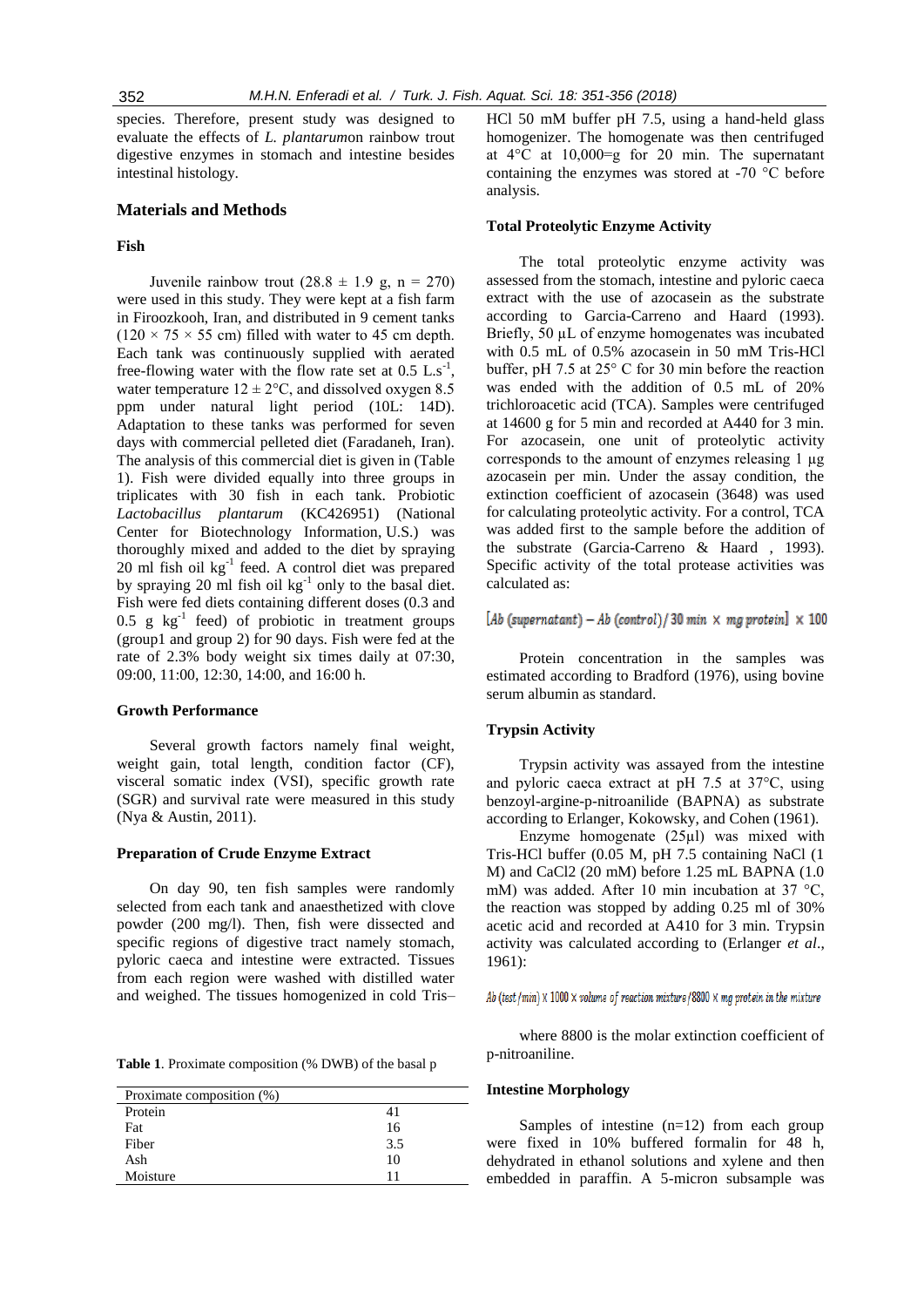species. Therefore, present study was designed to evaluate the effects of *L. plantarum*on rainbow trout digestive enzymes in stomach and intestine besides intestinal histology.

## Materials and Methods

### Fish

Juvenile rainbow trout (28.8 ± 1.9 g, n = 270) were used in this study. They were kept at a fish farm in Firoozkooh, Iran, and distributed in 9 cement tanks (120 × 75 × 55 cm) filled with water to 45 cm depth. Each tank was continuously supplied with aerated free-flowing water with the flow rate set at 0.5 $L.s^{-1}$, water temperature 12 ± 2°C, and dissolved oxygen 8.5 ppm under natural light period (10L: 14D). Adaptation to these tanks was performed for seven days with commercial pelleted diet (Faradaneh, Iran). The analysis of this commercial diet is given in (Table 1). Fish were divided equally into three groups in triplicates with 30 fish in each tank. Probiotic *Lactobacillus plantarum* (KC426951) (National Center for Biotechnology Information, U.S.) was thoroughly mixed and added to the diet by spraying 20 ml fish oil $kg^{-1}$ feed. A control diet was prepared by spraying 20 ml fish oil $kg^{-1}$ only to the basal diet. Fish were fed diets containing different doses (0.3 and 0.5 g $kg^{-1}$ feed) of probiotic in treatment groups (group1 and group 2) for 90 days. Fish were fed at the rate of 2.3% body weight six times daily at 07:30, 09:00, 11:00, 12:30, 14:00, and 16:00 h.

### Growth Performance

Several growth factors namely final weight, weight gain, total length, condition factor (CF), visceral somatic index (VSI), specific growth rate (SGR) and survival rate were measured in this study (Nya & Austin, 2011).

### Preparation of Crude Enzyme Extract

On day 90, ten fish samples were randomly selected from each tank and anaesthetized with clove powder (200 mg/l). Then, fish were dissected and specific regions of digestive tract namely stomach, pyloric caeca and intestine were extracted. Tissues from each region were washed with distilled water and weighed. The tissues homogenized in cold Tris–HCl 50 mM buffer pH 7.5, using a hand-held glass homogenizer. The homogenate was then centrifuged at 4°C at 10,000=g for 20 min. The supernatant containing the enzymes was stored at -70 °C before analysis.

**Table 1**. Proximate composition (% DWB) of the basal p

| Proximate composition (%) | |
|---|---|
| Protein | 41 |
| Fat | 16 |
| Fiber | 3.5 |
| Ash | 10 |
| Moisture | 11 |

### Total Proteolytic Enzyme Activity

The total proteolytic enzyme activity was assessed from the stomach, intestine and pyloric caeca extract with the use of azocasein as the substrate according to Garcia-Carreno and Haard (1993). Briefly, 50 µL of enzyme homogenates was incubated with 0.5 mL of 0.5% azocasein in 50 mM Tris-HCl buffer, pH 7.5 at 25° C for 30 min before the reaction was ended with the addition of 0.5 mL of 20% trichloroacetic acid (TCA). Samples were centrifuged at 14600 g for 5 min and recorded at A440 for 3 min. For azocasein, one unit of proteolytic activity corresponds to the amount of enzymes releasing 1 µg azocasein per min. Under the assay condition, the extinction coefficient of azocasein (3648) was used for calculating proteolytic activity. For a control, TCA was added first to the sample before the addition of the substrate (Garcia-Carreno & Haard , 1993). Specific activity of the total protease activities was calculated as:

$$[Ab\ (supernatant) - Ab\ (control) / 30\ min \times mg\ protein] \times 100$$

Protein concentration in the samples was estimated according to Bradford (1976), using bovine serum albumin as standard.

### Trypsin Activity

Trypsin activity was assayed from the intestine and pyloric caeca extract at pH 7.5 at 37°C, using benzoyl-argine-p-nitroanilide (BAPNA) as substrate according to Erlanger, Kokowsky, and Cohen (1961).

Enzyme homogenate (25µl) was mixed with Tris-HCl buffer (0.05 M, pH 7.5 containing NaCl (1 M) and CaCl2 (20 mM) before 1.25 mL BAPNA (1.0 mM) was added. After 10 min incubation at 37 °C, the reaction was stopped by adding 0.25 ml of 30% acetic acid and recorded at A410 for 3 min. Trypsin activity was calculated according to (Erlanger *et al*., 1961):

$$Ab\ (test/min) \times 1000 \times volume\ of\ reaction\ mixture / 8800 \times mg\ protein\ in\ the\ mixture$$

where 8800 is the molar extinction coefficient of p-nitroaniline.

### Intestine Morphology

Samples of intestine (n=12) from each group were fixed in 10% buffered formalin for 48 h, dehydrated in ethanol solutions and xylene and then embedded in paraffin. A 5-micron subsample was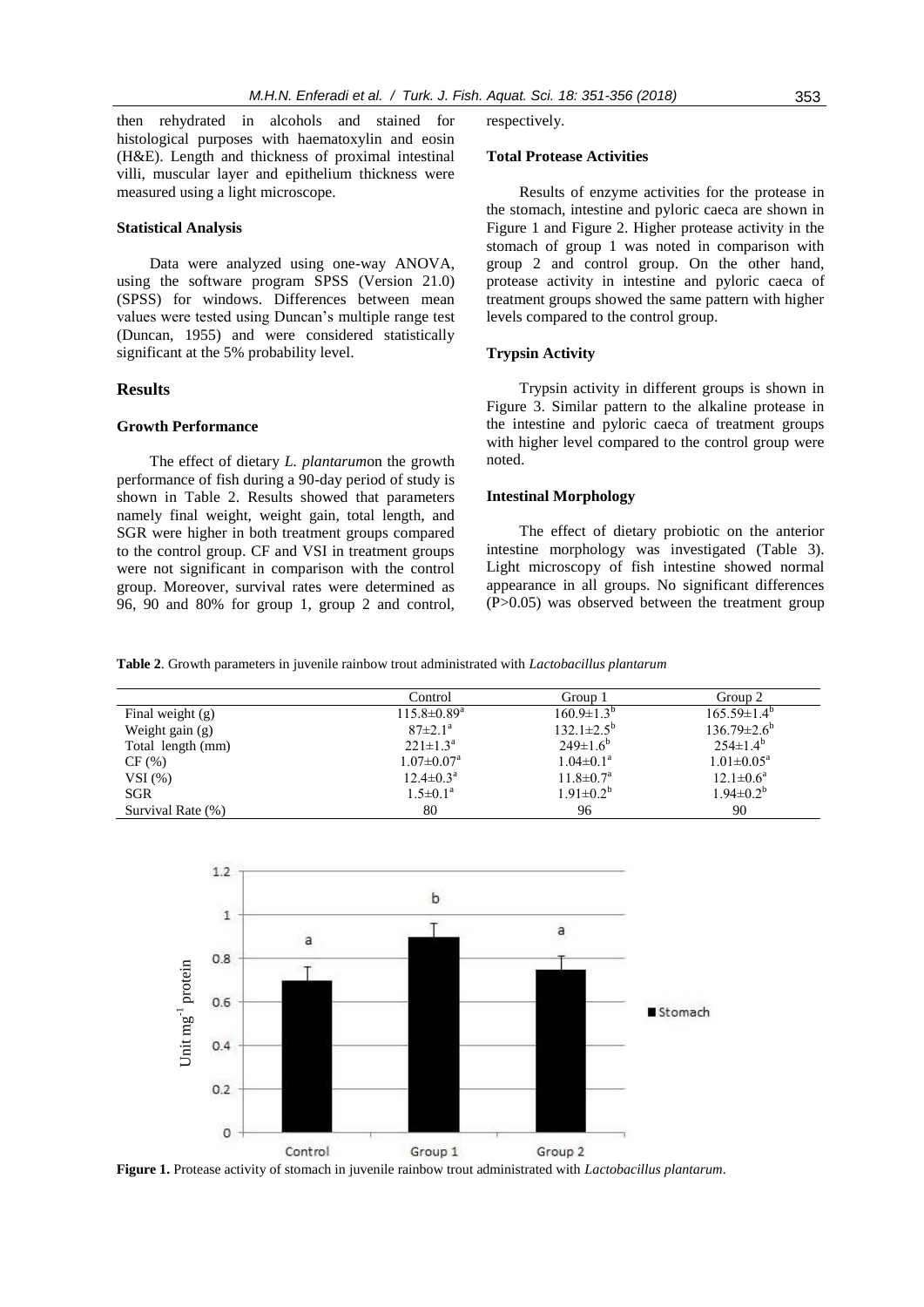then rehydrated in alcohols and stained for histological purposes with haematoxylin and eosin (H&E). Length and thickness of proximal intestinal villi, muscular layer and epithelium thickness were measured using a light microscope.

### Statistical Analysis

Data were analyzed using one-way ANOVA, using the software program SPSS (Version 21.0) (SPSS) for windows. Differences between mean values were tested using Duncan's multiple range test (Duncan, 1955) and were considered statistically significant at the 5% probability level.

## Results

### Growth Performance

The effect of dietary *L. plantarum*on the growth performance of fish during a 90-day period of study is shown in Table 2. Results showed that parameters namely final weight, weight gain, total length, and SGR were higher in both treatment groups compared to the control group. CF and VSI in treatment groups were not significant in comparison with the control group. Moreover, survival rates were determined as 96, 90 and 80% for group 1, group 2 and control, respectively.

### Total Protease Activities

Results of enzyme activities for the protease in the stomach, intestine and pyloric caeca are shown in Figure 1 and Figure 2. Higher protease activity in the stomach of group 1 was noted in comparison with group 2 and control group. On the other hand, protease activity in intestine and pyloric caeca of treatment groups showed the same pattern with higher levels compared to the control group.

### Trypsin Activity

Trypsin activity in different groups is shown in Figure 3. Similar pattern to the alkaline protease in the intestine and pyloric caeca of treatment groups with higher level compared to the control group were noted.

### Intestinal Morphology

The effect of dietary probiotic on the anterior intestine morphology was investigated (Table 3). Light microscopy of fish intestine showed normal appearance in all groups. No significant differences (P>0.05) was observed between the treatment group

**Table 2**. Growth parameters in juvenile rainbow trout administrated with *Lactobacillus plantarum*

| | Control | Group 1 | Group 2 |
|---|---|---|---|
| Final weight (g) | $115.8\pm0.89^{a}$ | $160.9\pm1.3^{b}$ | $165.59\pm1.4^{b}$ |
| Weight gain (g) | $87\pm2.1^{a}$ | $132.1\pm2.5^{b}$ | $136.79\pm2.6^{b}$ |
| Total length (mm) | $221\pm1.3^{a}$ | $249\pm1.6^{b}$ | $254\pm1.4^{b}$ |
| CF (%) | $1.07\pm0.07^{a}$ | $1.04\pm0.1^{a}$ | $1.01\pm0.05^{a}$ |
| VSI (%) | $12.4\pm0.3^{a}$ | $11.8\pm0.7^{a}$ | $12.1\pm0.6^{a}$ |
| SGR | $1.5\pm0.1^{a}$ | $1.91\pm0.2^{b}$ | $1.94\pm0.2^{b}$ |
| Survival Rate (%) | 80 | 96 | 90 |

**Figure 1.** Protease activity of stomach in juvenile rainbow trout administrated with *Lactobacillus plantarum*.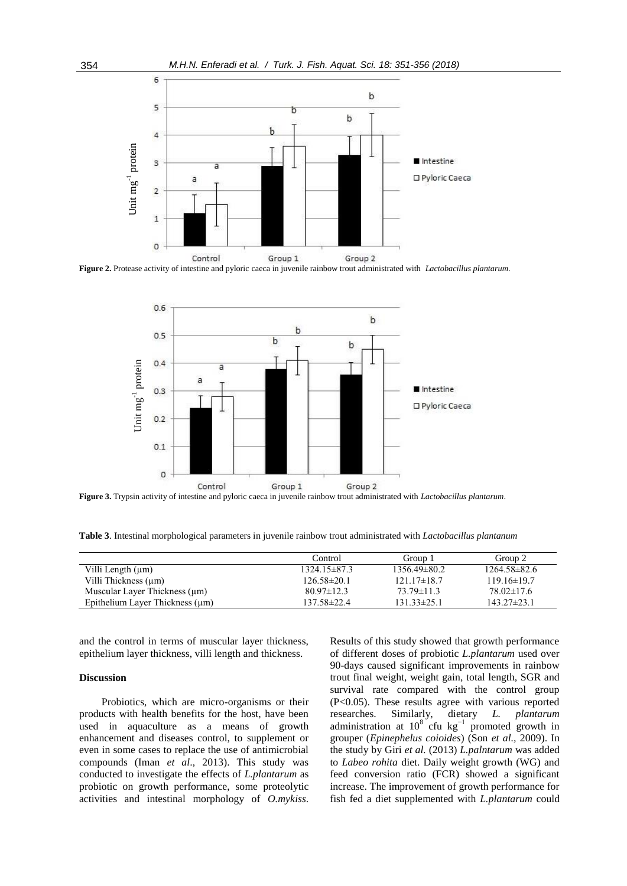Figure 2. Protease activity of intestine and pyloric caeca in juvenile rainbow trout administrated with *Lactobacillus plantarum*.

Figure 3. Trypsin activity of intestine and pyloric caeca in juvenile rainbow trout administrated with *Lactobacillus plantarum*.

**Table 3**. Intestinal morphological parameters in juvenile rainbow trout administrated with *Lactobacillus plantanum*

| | Control | Group 1 | Group 2 |
|---|---|---|---|
| Villi Length (µm) | 1324.15±87.3 | 1356.49±80.2 | 1264.58±82.6 |
| Villi Thickness (µm) | 126.58±20.1 | 121.17±18.7 | 119.16±19.7 |
| Muscular Layer Thickness (µm) | 80.97±12.3 | 73.79±11.3 | 78.02±17.6 |
| Epithelium Layer Thickness (µm) | 137.58±22.4 | 131.33±25.1 | 143.27±23.1 |

and the control in terms of muscular layer thickness, epithelium layer thickness, villi length and thickness.

## Discussion

Probiotics, which are micro-organisms or their products with health benefits for the host, have been used in aquaculture as a means of growth enhancement and diseases control, to supplement or even in some cases to replace the use of antimicrobial compounds (Iman *et al*., 2013). This study was conducted to investigate the effects of *L.plantarum* as probiotic on growth performance, some proteolytic activities and intestinal morphology of *O.mykiss*. Results of this study showed that growth performance of different doses of probiotic *L.plantarum* used over 90-days caused significant improvements in rainbow trout final weight, weight gain, total length, SGR and survival rate compared with the control group ($P<0.05$). These results agree with various reported researches. Similarly, dietary *L. plantarum* administration at $10^8$ cfu $kg^{-1}$ promoted growth in grouper (*Epinephelus coioides*) (Son *et al.,* 2009). In the study by Giri *et al.* (2013) *L.palntarum* was added to *Labeo rohita* diet. Daily weight growth (WG) and feed conversion ratio (FCR) showed a significant increase. The improvement of growth performance for fish fed a diet supplemented with *L.plantarum* could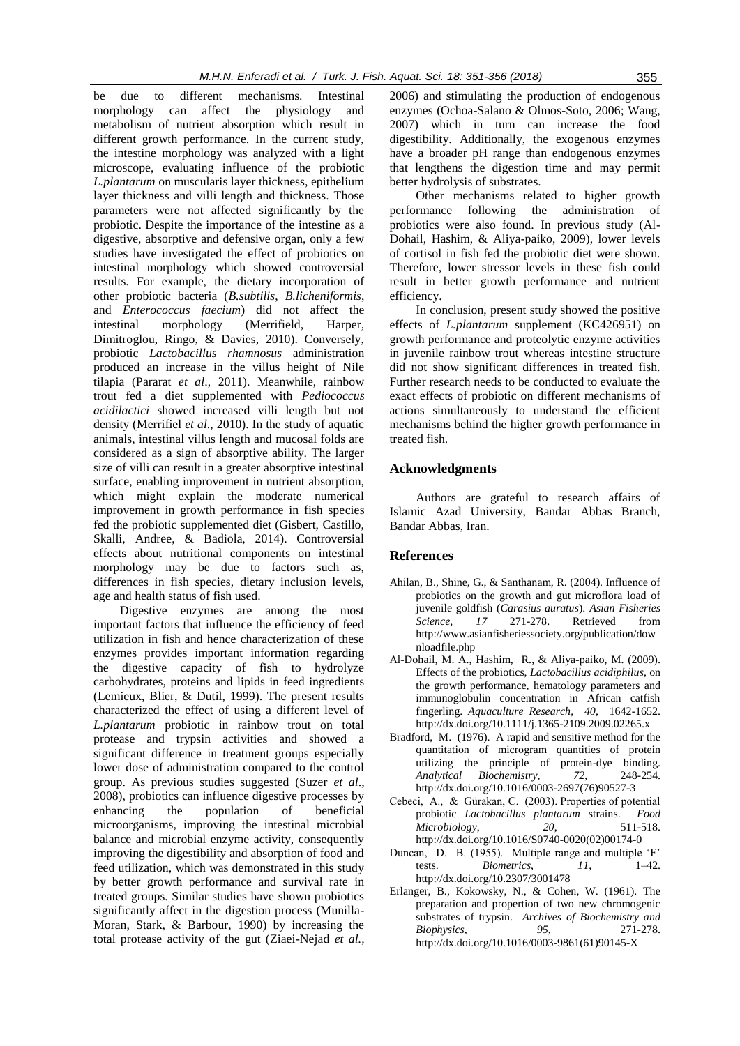be due to different mechanisms. Intestinal morphology can affect the physiology and metabolism of nutrient absorption which result in different growth performance. In the current study, the intestine morphology was analyzed with a light microscope, evaluating influence of the probiotic *L.plantarum* on muscularis layer thickness, epithelium layer thickness and villi length and thickness. Those parameters were not affected significantly by the probiotic. Despite the importance of the intestine as a digestive, absorptive and defensive organ, only a few studies have investigated the effect of probiotics on intestinal morphology which showed controversial results. For example, the dietary incorporation of other probiotic bacteria (*B.subtilis*, *B.licheniformis*, and *Enterococcus faecium*) did not affect the intestinal morphology (Merrifield, Harper, Dimitroglou, Ringo, & Davies, 2010). Conversely, probiotic *Lactobacillus rhamnosus* administration produced an increase in the villus height of Nile tilapia (Pararat *et al*., 2011). Meanwhile, rainbow trout fed a diet supplemented with *Pediococcus acidilactici* showed increased villi length but not density (Merrifiel *et al*., 2010). In the study of aquatic animals, intestinal villus length and mucosal folds are considered as a sign of absorptive ability. The larger size of villi can result in a greater absorptive intestinal surface, enabling improvement in nutrient absorption, which might explain the moderate numerical improvement in growth performance in fish species fed the probiotic supplemented diet (Gisbert, Castillo, Skalli, Andree, & Badiola, 2014). Controversial effects about nutritional components on intestinal morphology may be due to factors such as, differences in fish species, dietary inclusion levels, age and health status of fish used.

Digestive enzymes are among the most important factors that influence the efficiency of feed utilization in fish and hence characterization of these enzymes provides important information regarding the digestive capacity of fish to hydrolyze carbohydrates, proteins and lipids in feed ingredients (Lemieux, Blier, & Dutil, 1999). The present results characterized the effect of using a different level of *L.plantarum* probiotic in rainbow trout on total protease and trypsin activities and showed a significant difference in treatment groups especially lower dose of administration compared to the control group. As previous studies suggested (Suzer *et al*., 2008), probiotics can influence digestive processes by enhancing the population of beneficial microorganisms, improving the intestinal microbial balance and microbial enzyme activity, consequently improving the digestibility and absorption of food and feed utilization, which was demonstrated in this study by better growth performance and survival rate in treated groups. Similar studies have shown probiotics significantly affect in the digestion process (Munilla-Moran, Stark, & Barbour, 1990) by increasing the total protease activity of the gut (Ziaei-Nejad *et al*., 2006) and stimulating the production of endogenous enzymes (Ochoa-Salano & Olmos-Soto, 2006; Wang, 2007) which in turn can increase the food digestibility. Additionally, the exogenous enzymes have a broader pH range than endogenous enzymes that lengthens the digestion time and may permit better hydrolysis of substrates.

Other mechanisms related to higher growth performance following the administration of probiotics were also found. In previous study (Al-Dohail, Hashim, & Aliya-paiko, 2009), lower levels of cortisol in fish fed the probiotic diet were shown. Therefore, lower stressor levels in these fish could result in better growth performance and nutrient efficiency.

In conclusion, present study showed the positive effects of *L.plantarum* supplement (KC426951) on growth performance and proteolytic enzyme activities in juvenile rainbow trout whereas intestine structure did not show significant differences in treated fish. Further research needs to be conducted to evaluate the exact effects of probiotic on different mechanisms of actions simultaneously to understand the efficient mechanisms behind the higher growth performance in treated fish.

## Acknowledgments

Authors are grateful to research affairs of Islamic Azad University, Bandar Abbas Branch, Bandar Abbas, Iran.

## References

Ahilan, B., Shine, G., & Santhanam, R. (2004). Influence of probiotics on the growth and gut microflora load of juvenile goldfish (*Carasius auratus*). *Asian Fisheries Science*, *17* 271-278. Retrieved from http://www.asianfisheriessociety.org/publication/downloadfile.php

Al-Dohail, M. A., Hashim, R., & Aliya-paiko, M. (2009). Effects of the probiotics, *Lactobacillus acidiphilus*, on the growth performance, hematology parameters and immunoglobulin concentration in African catfish fingerling. *Aquaculture Research*, *40*, 1642-1652. http://dx.doi.org/10.1111/j.1365-2109.2009.02265.x

Bradford, M. (1976). A rapid and sensitive method for the quantitation of microgram quantities of protein utilizing the principle of protein-dye binding. *Analytical Biochemistry*, *72*, 248-254. http://dx.doi.org/10.1016/0003-2697(76)90527-3

Cebeci, A., & Gürakan, C. (2003). Properties of potential probiotic *Lactobacillus plantarum* strains. *Food Microbiology*, *20*, 511-518. http://dx.doi.org/10.1016/S0740-0020(02)00174-0

Duncan, D. B. (1955). Multiple range and multiple 'F' tests. *Biometrics*, *11*, 1–42. http://dx.doi.org/10.2307/3001478

Erlanger, B., Kokowsky, N., & Cohen, W. (1961). The preparation and propertion of two new chromogenic substrates of trypsin. *Archives of Biochemistry and Biophysics*, *95*, 271-278. http://dx.doi.org/10.1016/0003-9861(61)90145-X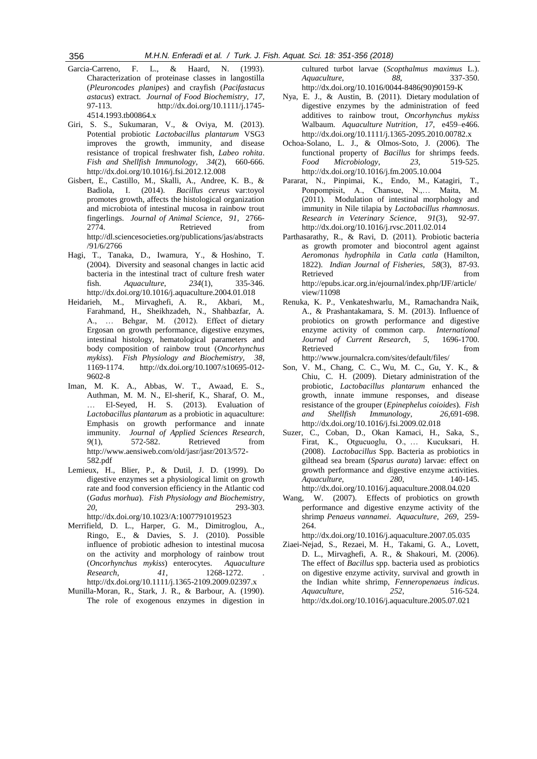Garcia-Carreno, F. L., & Haard, N. (1993). Characterization of proteinase classes in langostilla (*Pleuroncodes planipes*) and crayfish (*Pacifastacus astacus*) extract. *Journal of Food Biochemistry*, *17*, 97-113. http://dx.doi.org/10.1111/j.1745-4514.1993.tb00864.x

Giri, S. S., Sukumaran, V., & Oviya, M. (2013). Potential probiotic *Lactobacillus plantarum* VSG3 improves the growth, immunity, and disease resistance of tropical freshwater fish, *Labeo rohita*. *Fish and Shellfish Immunology*, *34*(2), 660-666. http://dx.doi.org/10.1016/j.fsi.2012.12.008

Gisbert, E., Castillo, M., Skalli, A., Andree, K. B., & Badiola, I. (2014). *Bacillus cereus* var:toyol promotes growth, affects the histological organization and microbiota of intestinal mucosa in rainbow trout fingerlings. *Journal of Animal Science*, *91*, 2766-2774. Retrieved from http://dl.sciencesocieties.org/publications/jas/abstracts/91/6/2766

Hagi, T., Tanaka, D., Iwamura, Y., & Hoshino, T. (2004). Diversity and seasonal changes in lactic acid bacteria in the intestinal tract of culture fresh water fish. *Aquaculture*, *234*(1), 335-346. http://dx.doi.org/10.1016/j.aquaculture.2004.01.018

Heidarieh, M., Mirvaghefi, A. R., Akbari, M., Farahmand, H., Sheikhzadeh, N., Shahbazfar, A. A., … Behgar, M. (2012). Effect of dietary Ergosan on growth performance, digestive enzymes, intestinal histology, hematological parameters and body composition of rainbow trout (*Oncorhynchus mykiss*). *Fish Physiology and Biochemistry*, *38*, 1169-1174. http://dx.doi.org/10.1007/s10695-012-9602-8

Iman, M. K. A., Abbas, W. T., Awaad, E. S., Authman, M. M. N., El-sherif, K., Sharaf, O. M., … El-Seyed, H. S. (2013). Evaluation of *Lactobacillus plantarum* as a probiotic in aquaculture: Emphasis on growth performance and innate immunity. *Journal of Applied Sciences Research*, *9*(1), 572-582. Retrieved from http://www.aensiweb.com/old/jasr/jasr/2013/572-582.pdf

Lemieux, H., Blier, P., & Dutil, J. D. (1999). Do digestive enzymes set a physiological limit on growth rate and food conversion efficiency in the Atlantic cod (*Gadus morhua*). *Fish Physiology and Biochemistry*, *20*, 293-303. http://dx.doi.org/10.1023/A:1007791019523

Merrifield, D. L., Harper, G. M., Dimitroglou, A., Ringo, E., & Davies, S. J. (2010). Possible influence of probiotic adhesion to intestinal mucosa on the activity and morphology of rainbow trout (*Oncorhynchus mykiss*) enterocytes. *Aquaculture Research*, *41*, 1268-1272. . http://dx.doi.org/10.1111/j.1365-2109.2009.02397.x

Munilla-Moran, R., Stark, J. R., & Barbour, A. (1990). The role of exogenous enzymes in digestion in cultured turbot larvae (*Scopthalmus maximus* L.). *Aquaculture*, *88*, 337-350. http://dx.doi.org/10.1016/0044-8486(90)90159-K

Nya, E. J., & Austin, B. (2011). Dietary modulation of digestive enzymes by the administration of feed additives to rainbow trout, *Oncorhynchus mykiss* Walbaum. *Aquaculture Nutrition*, *17*, e459–e466. http://dx.doi.org/10.1111/j.1365-2095.2010.00782.x

Ochoa-Solano, L. J., & Olmos-Soto, J. (2006). The functional property of *Bacillus* for shrimps feeds. *Food Microbiology*, *23*, 519-525. http://dx.doi.org/10.1016/j.fm.2005.10.004

Pararat, N., Pinpimai, K., Endo, M., Katagiri, T., Ponpompisit, A., Chansue, N.,… Maita, M. (2011). Modulation of intestinal morphology and immunity in Nile tilapia by *Lactobacillus rhamnosus*. *Research in Veterinary Science*, *91*(3), 92-97. http://dx.doi.org/10.1016/j.rvsc.2011.02.014

Parthasarathy, R., & Ravi, D. (2011). Probiotic bacteria as growth promoter and biocontrol agent against *Aeromonas hydrophila* in *Catla catla* (Hamilton, 1822). *Indian Journal of Fisheries*, *58*(3), 87-93. Retrieved from http://epubs.icar.org.in/ejournal/index.php/IJF/article/view/11098

Renuka, K. P., Venkateshwarlu, M., Ramachandra Naik, A., & Prashantakamara, S. M. (2013). Influence of probiotics on growth performance and digestive enzyme activity of common carp. *International Journal of Current Research*, *5*, 1696-1700. Retrieved from http://www.journalcra.com/sites/default/files/

Son, V. M., Chang, C. C., Wu, M. C., Gu, Y. K., & Chiu, C. H. (2009). Dietary administration of the probiotic, *Lactobacillus plantarum* enhanced the growth, innate immune responses, and disease resistance of the grouper (*Epinephelus coioides*). *Fish and Shellfish Immunology*, *26*,691-698. http://dx.doi.org/10.1016/j.fsi.2009.02.018

Suzer, C., Coban, D., Okan Kamaci, H., Saka, S., Firat, K., Otgucuoglu, O., … Kucuksari, H. (2008). *Lactobacillus* Spp. Bacteria as probiotics in gilthead sea bream (*Sparus aurata*) larvae: effect on growth performance and digestive enzyme activities. *Aquaculture*, *280*, 140-145. http://dx.doi.org/10.1016/j.aquaculture.2008.04.020

Wang, W. (2007). Effects of probiotics on growth performance and digestive enzyme activity of the shrimp *Penaeus vannamei*. *Aquaculture*, *269*, 259-264. http://dx.doi.org/10.1016/j.aquaculture.2007.05.035

Ziaei-Nejad, S., Rezaei, M. H., Takami, G. A., Lovett, D. L., Mirvaghefi, A. R., & Shakouri, M. (2006). The effect of *Bacillus* spp. bacteria used as probiotics on digestive enzyme activity, survival and growth in the Indian white shrimp, *Fenneropenaeus indicus*. *Aquaculture*, *252*, 516-524. http://dx.doi.org/10.1016/j.aquaculture.2005.07.021